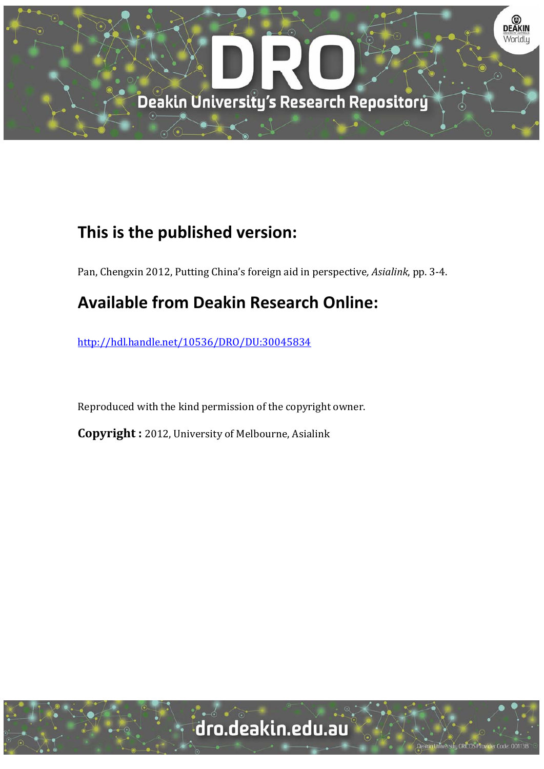## This is the published version:

Pan, Chengxin 2012, Putting China's foreign aid in perspective, *Asialink*, pp. 3-4.

## Available from Deakin Research Online:

http://hdl.handle.net/10536/DRO/DU:30045834

Reproduced with the kind permission of the copyright owner.

**Copyright :** 2012, University of Melbourne, Asialink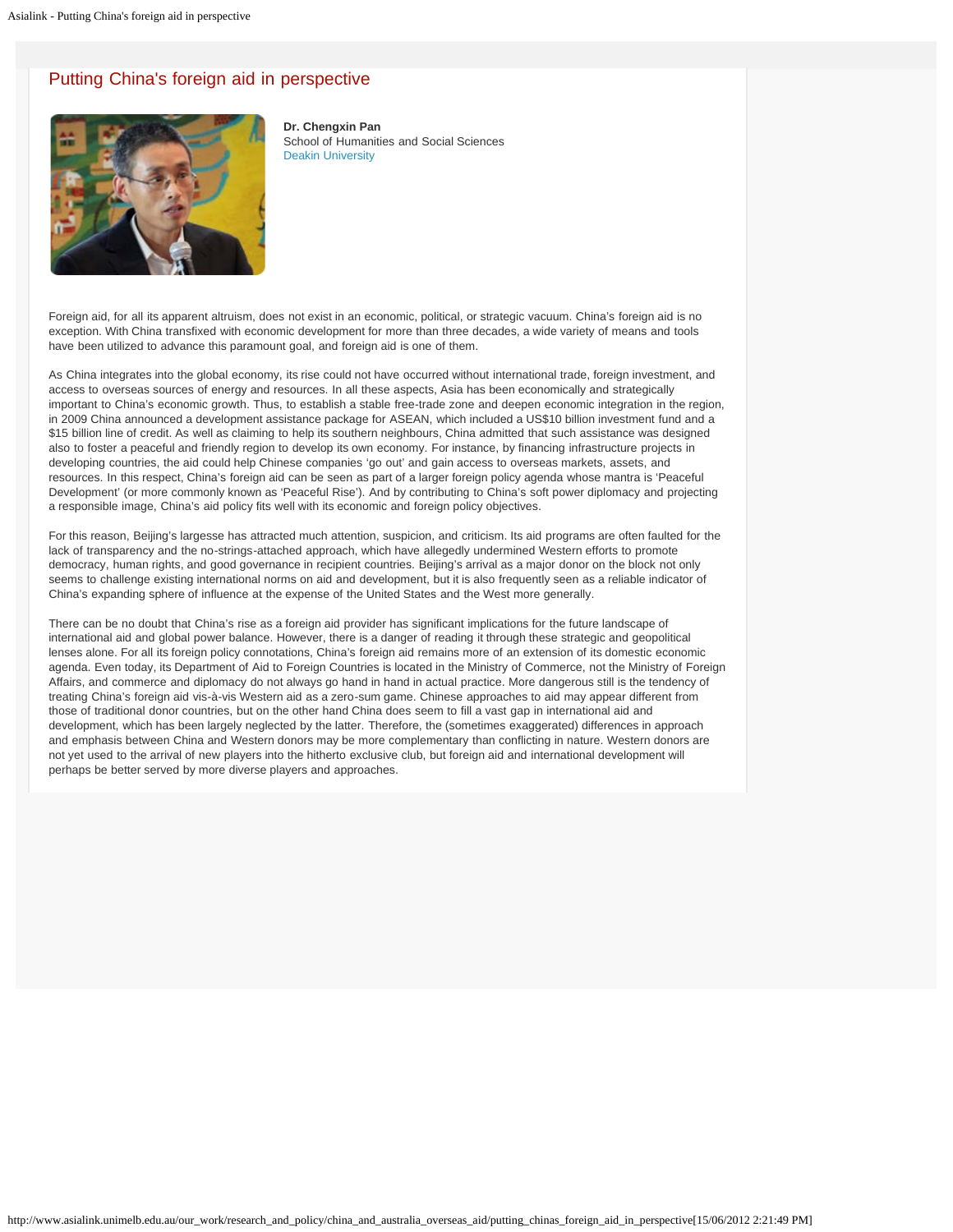# Putting China's foreign aid in perspective

**Dr. Chengxin Pan**
School of Humanities and Social Sciences
Deakin University

Foreign aid, for all its apparent altruism, does not exist in an economic, political, or strategic vacuum. China's foreign aid is no exception. With China transfixed with economic development for more than three decades, a wide variety of means and tools have been utilized to advance this paramount goal, and foreign aid is one of them.

As China integrates into the global economy, its rise could not have occurred without international trade, foreign investment, and access to overseas sources of energy and resources. In all these aspects, Asia has been economically and strategically important to China's economic growth. Thus, to establish a stable free-trade zone and deepen economic integration in the region, in 2009 China announced a development assistance package for ASEAN, which included a US$10 billion investment fund and a $15 billion line of credit. As well as claiming to help its southern neighbours, China admitted that such assistance was designed also to foster a peaceful and friendly region to develop its own economy. For instance, by financing infrastructure projects in developing countries, the aid could help Chinese companies 'go out' and gain access to overseas markets, assets, and resources. In this respect, China's foreign aid can be seen as part of a larger foreign policy agenda whose mantra is 'Peaceful Development' (or more commonly known as 'Peaceful Rise'). And by contributing to China's soft power diplomacy and projecting a responsible image, China's aid policy fits well with its economic and foreign policy objectives.

For this reason, Beijing's largesse has attracted much attention, suspicion, and criticism. Its aid programs are often faulted for the lack of transparency and the no-strings-attached approach, which have allegedly undermined Western efforts to promote democracy, human rights, and good governance in recipient countries. Beijing's arrival as a major donor on the block not only seems to challenge existing international norms on aid and development, but it is also frequently seen as a reliable indicator of China's expanding sphere of influence at the expense of the United States and the West more generally.

There can be no doubt that China's rise as a foreign aid provider has significant implications for the future landscape of international aid and global power balance. However, there is a danger of reading it through these strategic and geopolitical lenses alone. For all its foreign policy connotations, China's foreign aid remains more of an extension of its domestic economic agenda. Even today, its Department of Aid to Foreign Countries is located in the Ministry of Commerce, not the Ministry of Foreign Affairs, and commerce and diplomacy do not always go hand in hand in actual practice. More dangerous still is the tendency of treating China's foreign aid vis-à-vis Western aid as a zero-sum game. Chinese approaches to aid may appear different from those of traditional donor countries, but on the other hand China does seem to fill a vast gap in international aid and development, which has been largely neglected by the latter. Therefore, the (sometimes exaggerated) differences in approach and emphasis between China and Western donors may be more complementary than conflicting in nature. Western donors are not yet used to the arrival of new players into the hitherto exclusive club, but foreign aid and international development will perhaps be better served by more diverse players and approaches.